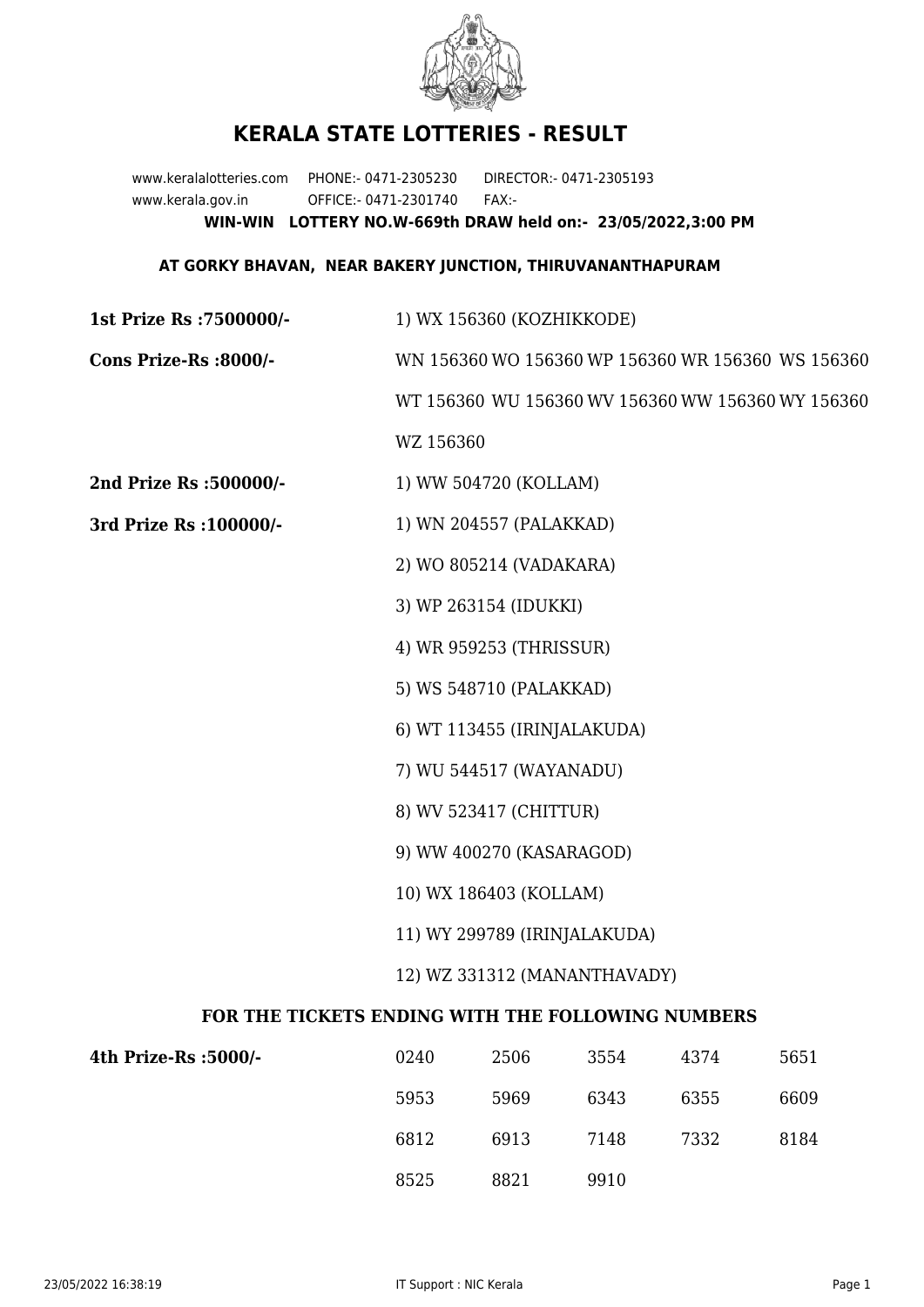# KERALA STATE LOTTERIES - RESULT

www.keralalotteries.com PHONE:- 0471-2305230 DIRECTOR:- 0471-2305193

www.kerala.gov.in OFFICE:- 0471-2301740 FAX:-

**WIN-WIN LOTTERY NO.W-669th DRAW held on:- 23/05/2022,3:00 PM**

**AT GORKY BHAVAN, NEAR BAKERY JUNCTION, THIRUVANANTHAPURAM**

**1st Prize Rs :7500000/-** 1) WX 156360 (KOZHIKKODE)

**Cons Prize-Rs :8000/-** WN 156360 WO 156360 WP 156360 WR 156360 WS 156360 WT 156360 WU 156360 WV 156360 WW 156360 WY 156360 WZ 156360

**2nd Prize Rs :500000/-** 1) WW 504720 (KOLLAM)

**3rd Prize Rs :100000/-**

1) WN 204557 (PALAKKAD)
2) WO 805214 (VADAKARA)
3) WP 263154 (IDUKKI)
4) WR 959253 (THRISSUR)
5) WS 548710 (PALAKKAD)
6) WT 113455 (IRINJALAKUDA)
7) WU 544517 (WAYANADU)
8) WV 523417 (CHITTUR)
9) WW 400270 (KASARAGOD)
10) WX 186403 (KOLLAM)
11) WY 299789 (IRINJALAKUDA)
12) WZ 331312 (MANANTHAVADY)

### FOR THE TICKETS ENDING WITH THE FOLLOWING NUMBERS

**4th Prize-Rs :5000/-**

| | | | | |
|---|---|---|---|---|
| 0240 | 2506 | 3554 | 4374 | 5651 |
| 5953 | 5969 | 6343 | 6355 | 6609 |
| 6812 | 6913 | 7148 | 7332 | 8184 |
| 8525 | 8821 | 9910 | | |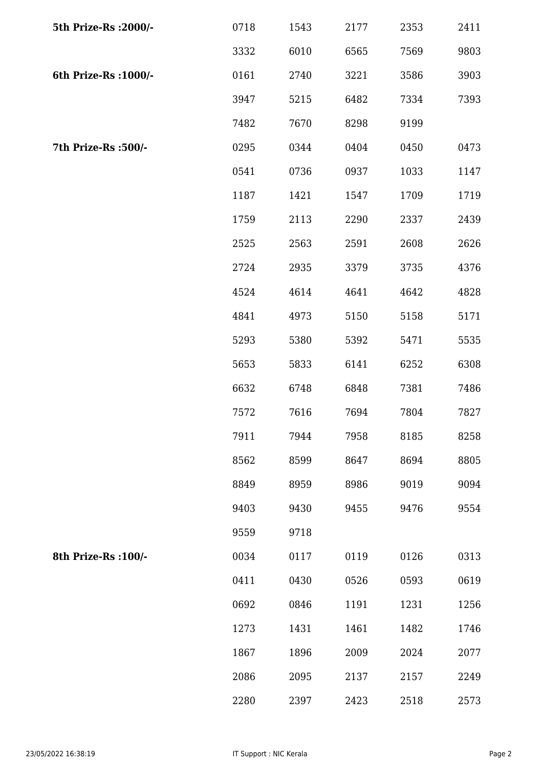| | | | | | |
|---|---|---|---|---|---|
| **5th Prize-Rs :2000/-** | 0718 | 1543 | 2177 | 2353 | 2411 |
| | 3332 | 6010 | 6565 | 7569 | 9803 |
| **6th Prize-Rs :1000/-** | 0161 | 2740 | 3221 | 3586 | 3903 |
| | 3947 | 5215 | 6482 | 7334 | 7393 |
| | 7482 | 7670 | 8298 | 9199 | |
| **7th Prize-Rs :500/-** | 0295 | 0344 | 0404 | 0450 | 0473 |
| | 0541 | 0736 | 0937 | 1033 | 1147 |
| | 1187 | 1421 | 1547 | 1709 | 1719 |
| | 1759 | 2113 | 2290 | 2337 | 2439 |
| | 2525 | 2563 | 2591 | 2608 | 2626 |
| | 2724 | 2935 | 3379 | 3735 | 4376 |
| | 4524 | 4614 | 4641 | 4642 | 4828 |
| | 4841 | 4973 | 5150 | 5158 | 5171 |
| | 5293 | 5380 | 5392 | 5471 | 5535 |
| | 5653 | 5833 | 6141 | 6252 | 6308 |
| | 6632 | 6748 | 6848 | 7381 | 7486 |
| | 7572 | 7616 | 7694 | 7804 | 7827 |
| | 7911 | 7944 | 7958 | 8185 | 8258 |
| | 8562 | 8599 | 8647 | 8694 | 8805 |
| | 8849 | 8959 | 8986 | 9019 | 9094 |
| | 9403 | 9430 | 9455 | 9476 | 9554 |
| | 9559 | 9718 | | | |
| **8th Prize-Rs :100/-** | 0034 | 0117 | 0119 | 0126 | 0313 |
| | 0411 | 0430 | 0526 | 0593 | 0619 |
| | 0692 | 0846 | 1191 | 1231 | 1256 |
| | 1273 | 1431 | 1461 | 1482 | 1746 |
| | 1867 | 1896 | 2009 | 2024 | 2077 |
| | 2086 | 2095 | 2137 | 2157 | 2249 |
| | 2280 | 2397 | 2423 | 2518 | 2573 |

23/05/2022 16:38:19 IT Support : NIC Kerala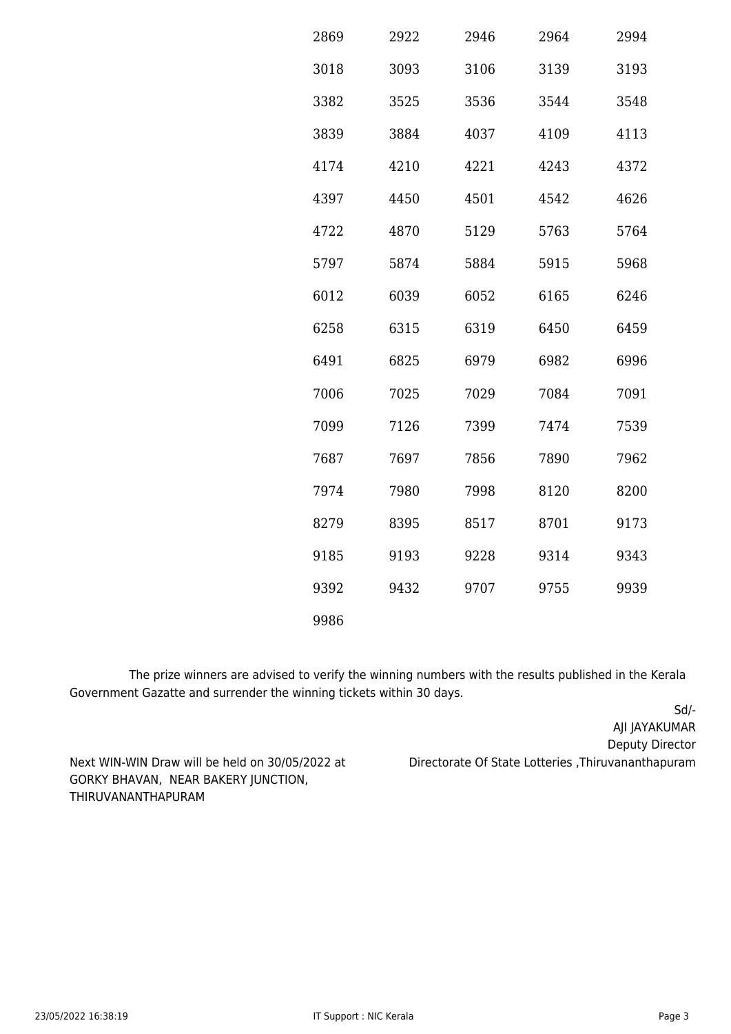| | | | | |
|---|---|---|---|---|
| 2869 | 2922 | 2946 | 2964 | 2994 |
| 3018 | 3093 | 3106 | 3139 | 3193 |
| 3382 | 3525 | 3536 | 3544 | 3548 |
| 3839 | 3884 | 4037 | 4109 | 4113 |
| 4174 | 4210 | 4221 | 4243 | 4372 |
| 4397 | 4450 | 4501 | 4542 | 4626 |
| 4722 | 4870 | 5129 | 5763 | 5764 |
| 5797 | 5874 | 5884 | 5915 | 5968 |
| 6012 | 6039 | 6052 | 6165 | 6246 |
| 6258 | 6315 | 6319 | 6450 | 6459 |
| 6491 | 6825 | 6979 | 6982 | 6996 |
| 7006 | 7025 | 7029 | 7084 | 7091 |
| 7099 | 7126 | 7399 | 7474 | 7539 |
| 7687 | 7697 | 7856 | 7890 | 7962 |
| 7974 | 7980 | 7998 | 8120 | 8200 |
| 8279 | 8395 | 8517 | 8701 | 9173 |
| 9185 | 9193 | 9228 | 9314 | 9343 |
| 9392 | 9432 | 9707 | 9755 | 9939 |
| 9986 | | | | |

The prize winners are advised to verify the winning numbers with the results published in the Kerala Government Gazatte and surrender the winning tickets within 30 days.

Sd/-
AJI JAYAKUMAR
Deputy Director
Directorate Of State Lotteries ,Thiruvananthapuram

Next WIN-WIN Draw will be held on 30/05/2022 at GORKY BHAVAN, NEAR BAKERY JUNCTION, THIRUVANANTHAPURAM